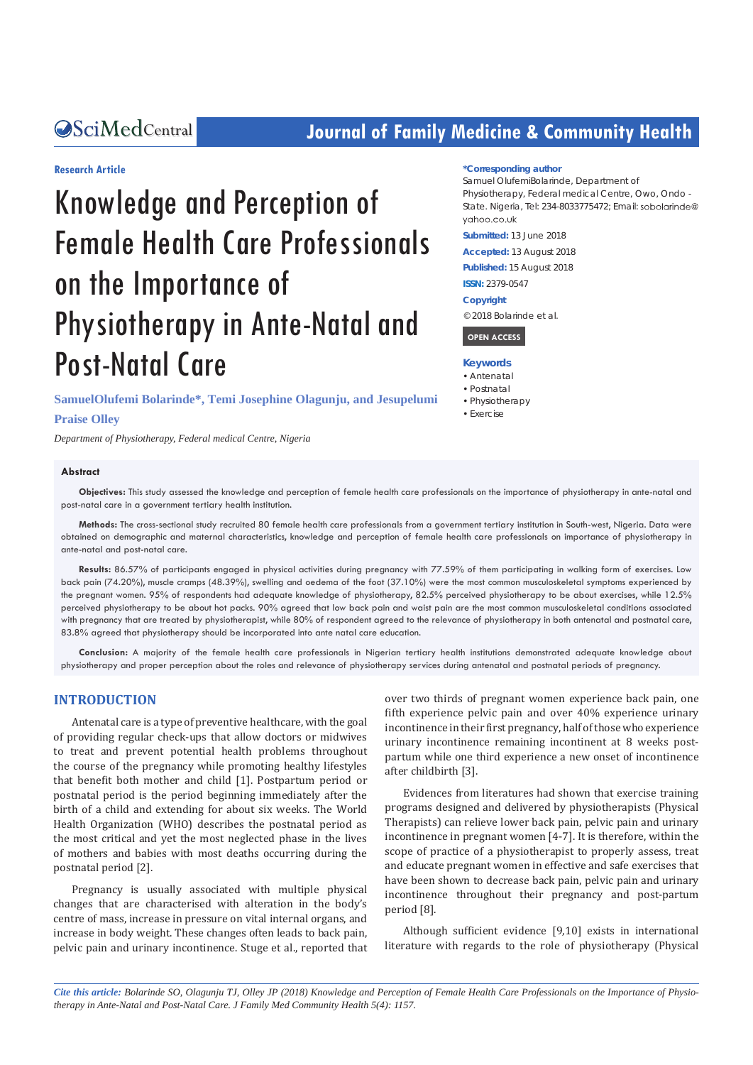Research Article

# Knowledge and Perception of Female Health Care Professionals on the Importance of Physiotherapy in Ante-Natal and Post-Natal Care

**SamuelOlufemi Bolarinde*, Temi Josephine Olagunju, and Jesupelumi Praise Olley**

*Department of Physiotherapy, Federal medical Centre, Nigeria*

**\*Corresponding author**

Samuel OlufemiBolarinde, Department of Physiotherapy, Federal medical Centre, Owo, Ondo - State. Nigeria, Tel: 234-8033775472; Email: sobolarinde@yahoo.co.uk

**Submitted:** 13 June 2018

**Accepted:** 13 August 2018

**Published:** 15 August 2018

**ISSN:** 2379-0547

**Copyright**

© 2018 Bolarinde et al.

OPEN ACCESS

**Keywords**

- Antenatal
- Postnatal
- Physiotherapy
- Exercise

## Abstract

**Objectives:** This study assessed the knowledge and perception of female health care professionals on the importance of physiotherapy in ante-natal and post-natal care in a government tertiary health institution.

**Methods:** The cross-sectional study recruited 80 female health care professionals from a government tertiary institution in South-west, Nigeria. Data were obtained on demographic and maternal characteristics, knowledge and perception of female health care professionals on importance of physiotherapy in ante-natal and post-natal care.

**Results:** 86.57% of participants engaged in physical activities during pregnancy with 77.59% of them participating in walking form of exercises. Low back pain (74.20%), muscle cramps (48.39%), swelling and oedema of the foot (37.10%) were the most common musculoskeletal symptoms experienced by the pregnant women. 95% of respondents had adequate knowledge of physiotherapy, 82.5% perceived physiotherapy to be about exercises, while 12.5% perceived physiotherapy to be about hot packs. 90% agreed that low back pain and waist pain are the most common musculoskeletal conditions associated with pregnancy that are treated by physiotherapist, while 80% of respondent agreed to the relevance of physiotherapy in both antenatal and postnatal care, 83.8% agreed that physiotherapy should be incorporated into ante natal care education.

**Conclusion:** A majority of the female health care professionals in Nigerian tertiary health institutions demonstrated adequate knowledge about physiotherapy and proper perception about the roles and relevance of physiotherapy services during antenatal and postnatal periods of pregnancy.

## INTRODUCTION

Antenatal care is a type of preventive healthcare, with the goal of providing regular check-ups that allow doctors or midwives to treat and prevent potential health problems throughout the course of the pregnancy while promoting healthy lifestyles that benefit both mother and child [1]. Postpartum period or postnatal period is the period beginning immediately after the birth of a child and extending for about six weeks. The World Health Organization (WHO) describes the postnatal period as the most critical and yet the most neglected phase in the lives of mothers and babies with most deaths occurring during the postnatal period [2].

Pregnancy is usually associated with multiple physical changes that are characterised with alteration in the body's centre of mass, increase in pressure on vital internal organs, and increase in body weight. These changes often leads to back pain, pelvic pain and urinary incontinence. Stuge et al., reported that over two thirds of pregnant women experience back pain, one fifth experience pelvic pain and over 40% experience urinary incontinence in their first pregnancy, half of those who experience urinary incontinence remaining incontinent at 8 weeks post-partum while one third experience a new onset of incontinence after childbirth [3].

Evidences from literatures had shown that exercise training programs designed and delivered by physiotherapists (Physical Therapists) can relieve lower back pain, pelvic pain and urinary incontinence in pregnant women [4-7]. It is therefore, within the scope of practice of a physiotherapist to properly assess, treat and educate pregnant women in effective and safe exercises that have been shown to decrease back pain, pelvic pain and urinary incontinence throughout their pregnancy and post-partum period [8].

Although sufficient evidence [9,10] exists in international literature with regards to the role of physiotherapy (Physical

*Cite this article:* Bolarinde SO, Olagunju TJ, Olley JP (2018) Knowledge and Perception of Female Health Care Professionals on the Importance of Physiotherapy in Ante-Natal and Post-Natal Care. J Family Med Community Health 5(4): 1157.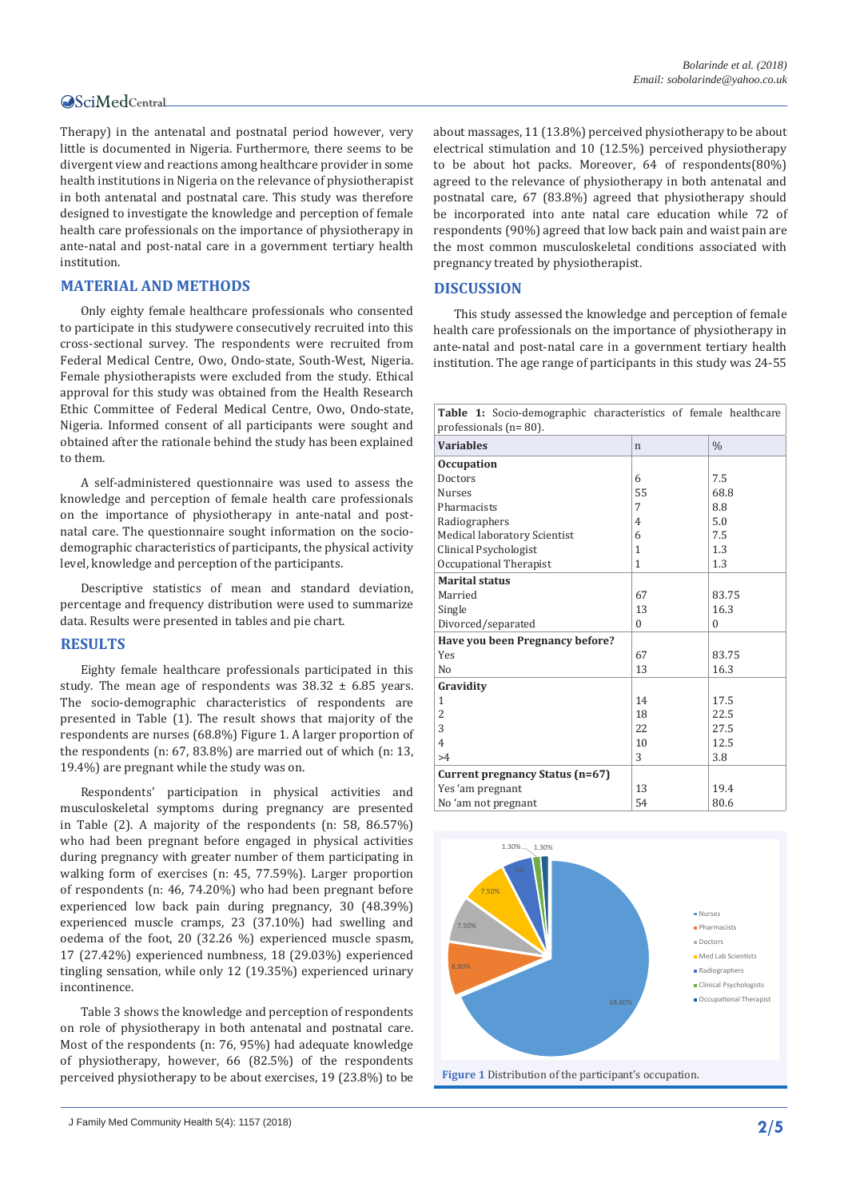Therapy) in the antenatal and postnatal period however, very little is documented in Nigeria. Furthermore, there seems to be divergent view and reactions among healthcare provider in some health institutions in Nigeria on the relevance of physiotherapist in both antenatal and postnatal care. This study was therefore designed to investigate the knowledge and perception of female health care professionals on the importance of physiotherapy in ante-natal and post-natal care in a government tertiary health institution.

## MATERIAL AND METHODS

Only eighty female healthcare professionals who consented to participate in this studywere consecutively recruited into this cross-sectional survey. The respondents were recruited from Federal Medical Centre, Owo, Ondo-state, South-West, Nigeria. Female physiotherapists were excluded from the study. Ethical approval for this study was obtained from the Health Research Ethic Committee of Federal Medical Centre, Owo, Ondo-state, Nigeria. Informed consent of all participants were sought and obtained after the rationale behind the study has been explained to them.

A self-administered questionnaire was used to assess the knowledge and perception of female health care professionals on the importance of physiotherapy in ante-natal and post-natal care. The questionnaire sought information on the socio-demographic characteristics of participants, the physical activity level, knowledge and perception of the participants.

Descriptive statistics of mean and standard deviation, percentage and frequency distribution were used to summarize data. Results were presented in tables and pie chart.

## RESULTS

Eighty female healthcare professionals participated in this study. The mean age of respondents was 38.32 ± 6.85 years. The socio-demographic characteristics of respondents are presented in Table (1). The result shows that majority of the respondents are nurses (68.8%) Figure 1. A larger proportion of the respondents (n: 67, 83.8%) are married out of which (n: 13, 19.4%) are pregnant while the study was on.

Respondents' participation in physical activities and musculoskeletal symptoms during pregnancy are presented in Table (2). A majority of the respondents (n: 58, 86.57%) who had been pregnant before engaged in physical activities during pregnancy with greater number of them participating in walking form of exercises (n: 45, 77.59%). Larger proportion of respondents (n: 46, 74.20%) who had been pregnant before experienced low back pain during pregnancy, 30 (48.39%) experienced muscle cramps, 23 (37.10%) had swelling and oedema of the foot, 20 (32.26 %) experienced muscle spasm, 17 (27.42%) experienced numbness, 18 (29.03%) experienced tingling sensation, while only 12 (19.35%) experienced urinary incontinence.

Table 3 shows the knowledge and perception of respondents on role of physiotherapy in both antenatal and postnatal care. Most of the respondents (n: 76, 95%) had adequate knowledge of physiotherapy, however, 66 (82.5%) of the respondents perceived physiotherapy to be about exercises, 19 (23.8%) to be about massages, 11 (13.8%) perceived physiotherapy to be about electrical stimulation and 10 (12.5%) perceived physiotherapy to be about hot packs. Moreover, 64 of respondents(80%) agreed to the relevance of physiotherapy in both antenatal and postnatal care, 67 (83.8%) agreed that physiotherapy should be incorporated into ante natal care education while 72 of respondents (90%) agreed that low back pain and waist pain are the most common musculoskeletal conditions associated with pregnancy treated by physiotherapist.

## DISCUSSION

This study assessed the knowledge and perception of female health care professionals on the importance of physiotherapy in ante-natal and post-natal care in a government tertiary health institution. The age range of participants in this study was 24-55

**Table 1:** Socio-demographic characteristics of female healthcare professionals (n= 80).

| Variables | n | % |
|---|---|---|
| **Occupation** | | |
| Doctors | 6 | 7.5 |
| Nurses | 55 | 68.8 |
| Pharmacists | 7 | 8.8 |
| Radiographers | 4 | 5.0 |
| Medical laboratory Scientist | 6 | 7.5 |
| Clinical Psychologist | 1 | 1.3 |
| Occupational Therapist | 1 | 1.3 |
| **Marital status** | | |
| Married | 67 | 83.75 |
| Single | 13 | 16.3 |
| Divorced/separated | 0 | 0 |
| **Have you been Pregnancy before?** | | |
| Yes | 67 | 83.75 |
| No | 13 | 16.3 |
| **Gravidity** | | |
| 1 | 14 | 17.5 |
| 2 | 18 | 22.5 |
| 3 | 22 | 27.5 |
| 4 | 10 | 12.5 |
| >4 | 3 | 3.8 |
| **Current pregnancy Status (n=67)** | | |
| Yes 'am pregnant | 13 | 19.4 |
| No 'am not pregnant | 54 | 80.6 |

**Figure 1** Distribution of the participant's occupation.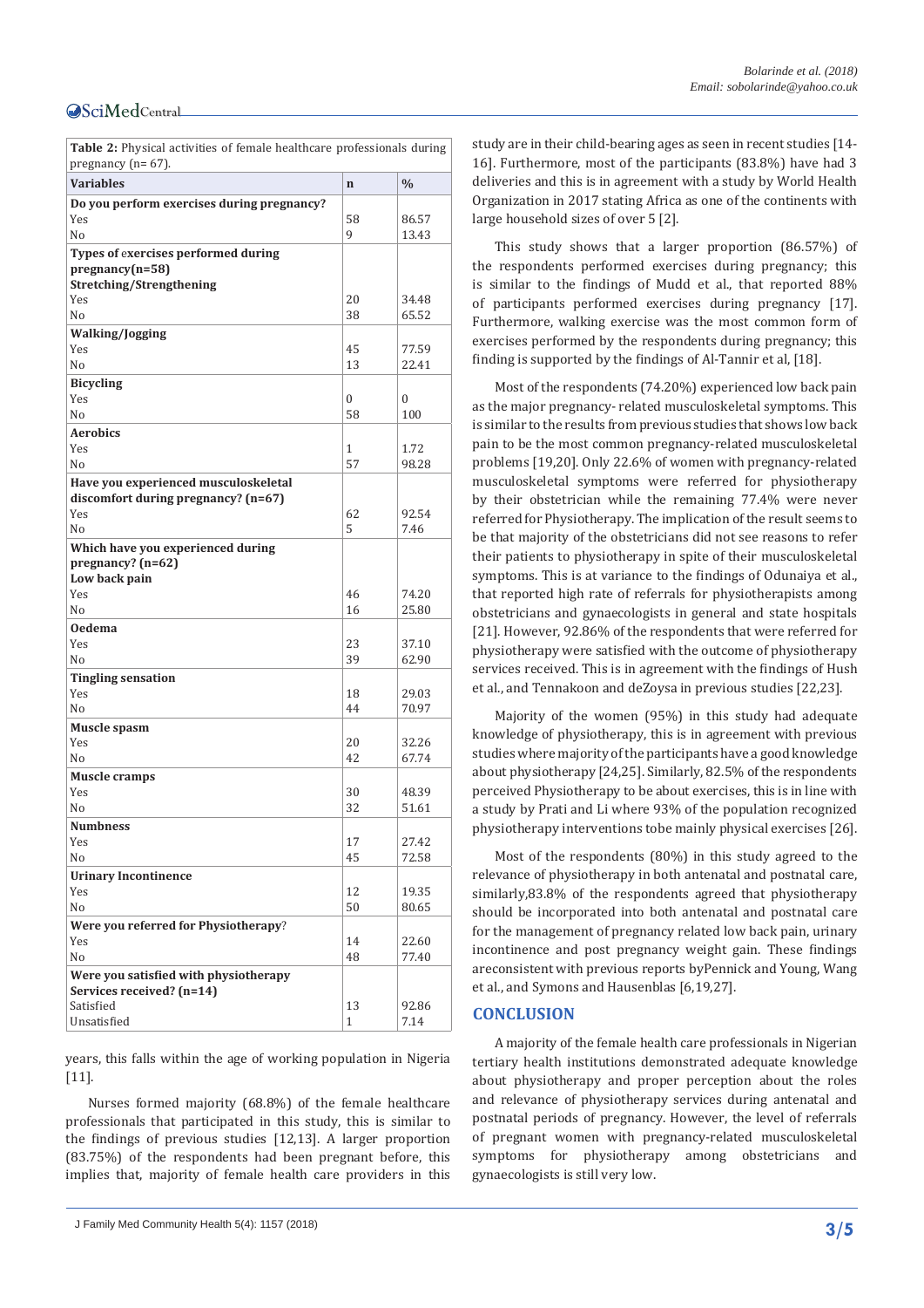**Table 2:** Physical activities of female healthcare professionals during pregnancy (n= 67).

| Variables | n | % |
|---|---|---|
| **Do you perform exercises during pregnancy?** | | |
| Yes | 58 | 86.57 |
| No | 9 | 13.43 |
| **Types of exercises performed during pregnancy(n=58)** | | |
| **Stretching/Strengthening** | | |
| Yes | 20 | 34.48 |
| No | 38 | 65.52 |
| **Walking/Jogging** | | |
| Yes | 45 | 77.59 |
| No | 13 | 22.41 |
| **Bicycling** | | |
| Yes | 0 | 0 |
| No | 58 | 100 |
| **Aerobics** | | |
| Yes | 1 | 1.72 |
| No | 57 | 98.28 |
| **Have you experienced musculoskeletal discomfort during pregnancy? (n=67)** | | |
| Yes | 62 | 92.54 |
| No | 5 | 7.46 |
| **Which have you experienced during pregnancy? (n=62)** | | |
| **Low back pain** | | |
| Yes | 46 | 74.20 |
| No | 16 | 25.80 |
| **Oedema** | | |
| Yes | 23 | 37.10 |
| No | 39 | 62.90 |
| **Tingling sensation** | | |
| Yes | 18 | 29.03 |
| No | 44 | 70.97 |
| **Muscle spasm** | | |
| Yes | 20 | 32.26 |
| No | 42 | 67.74 |
| **Muscle cramps** | | |
| Yes | 30 | 48.39 |
| No | 32 | 51.61 |
| **Numbness** | | |
| Yes | 17 | 27.42 |
| No | 45 | 72.58 |
| **Urinary Incontinence** | | |
| Yes | 12 | 19.35 |
| No | 50 | 80.65 |
| **Were you referred for Physiotherapy?** | | |
| Yes | 14 | 22.60 |
| No | 48 | 77.40 |
| **Were you satisfied with physiotherapy Services received? (n=14)** | | |
| Satisfied | 13 | 92.86 |
| Unsatisfied | 1 | 7.14 |

years, this falls within the age of working population in Nigeria [11].

Nurses formed majority (68.8%) of the female healthcare professionals that participated in this study, this is similar to the findings of previous studies [12,13]. A larger proportion (83.75%) of the respondents had been pregnant before, this implies that, majority of female health care providers in this study are in their child-bearing ages as seen in recent studies [14-16]. Furthermore, most of the participants (83.8%) have had 3 deliveries and this is in agreement with a study by World Health Organization in 2017 stating Africa as one of the continents with large household sizes of over 5 [2].

This study shows that a larger proportion (86.57%) of the respondents performed exercises during pregnancy; this is similar to the findings of Mudd et al., that reported 88% of participants performed exercises during pregnancy [17]. Furthermore, walking exercise was the most common form of exercises performed by the respondents during pregnancy; this finding is supported by the findings of Al-Tannir et al, [18].

Most of the respondents (74.20%) experienced low back pain as the major pregnancy- related musculoskeletal symptoms. This is similar to the results from previous studies that shows low back pain to be the most common pregnancy-related musculoskeletal problems [19,20]. Only 22.6% of women with pregnancy-related musculoskeletal symptoms were referred for physiotherapy by their obstetrician while the remaining 77.4% were never referred for Physiotherapy. The implication of the result seems to be that majority of the obstetricians did not see reasons to refer their patients to physiotherapy in spite of their musculoskeletal symptoms. This is at variance to the findings of Odunaiya et al., that reported high rate of referrals for physiotherapists among obstetricians and gynaecologists in general and state hospitals [21]. However, 92.86% of the respondents that were referred for physiotherapy were satisfied with the outcome of physiotherapy services received. This is in agreement with the findings of Hush et al., and Tennakoon and deZoysa in previous studies [22,23].

Majority of the women (95%) in this study had adequate knowledge of physiotherapy, this is in agreement with previous studies where majority of the participants have a good knowledge about physiotherapy [24,25]. Similarly, 82.5% of the respondents perceived Physiotherapy to be about exercises, this is in line with a study by Prati and Li where 93% of the population recognized physiotherapy interventions tobe mainly physical exercises [26].

Most of the respondents (80%) in this study agreed to the relevance of physiotherapy in both antenatal and postnatal care, similarly,83.8% of the respondents agreed that physiotherapy should be incorporated into both antenatal and postnatal care for the management of pregnancy related low back pain, urinary incontinence and post pregnancy weight gain. These findings areconsistent with previous reports byPennick and Young, Wang et al., and Symons and Hausenblas [6,19,27].

## CONCLUSION

A majority of the female health care professionals in Nigerian tertiary health institutions demonstrated adequate knowledge about physiotherapy and proper perception about the roles and relevance of physiotherapy services during antenatal and postnatal periods of pregnancy. However, the level of referrals of pregnant women with pregnancy-related musculoskeletal symptoms for physiotherapy among obstetricians and gynaecologists is still very low.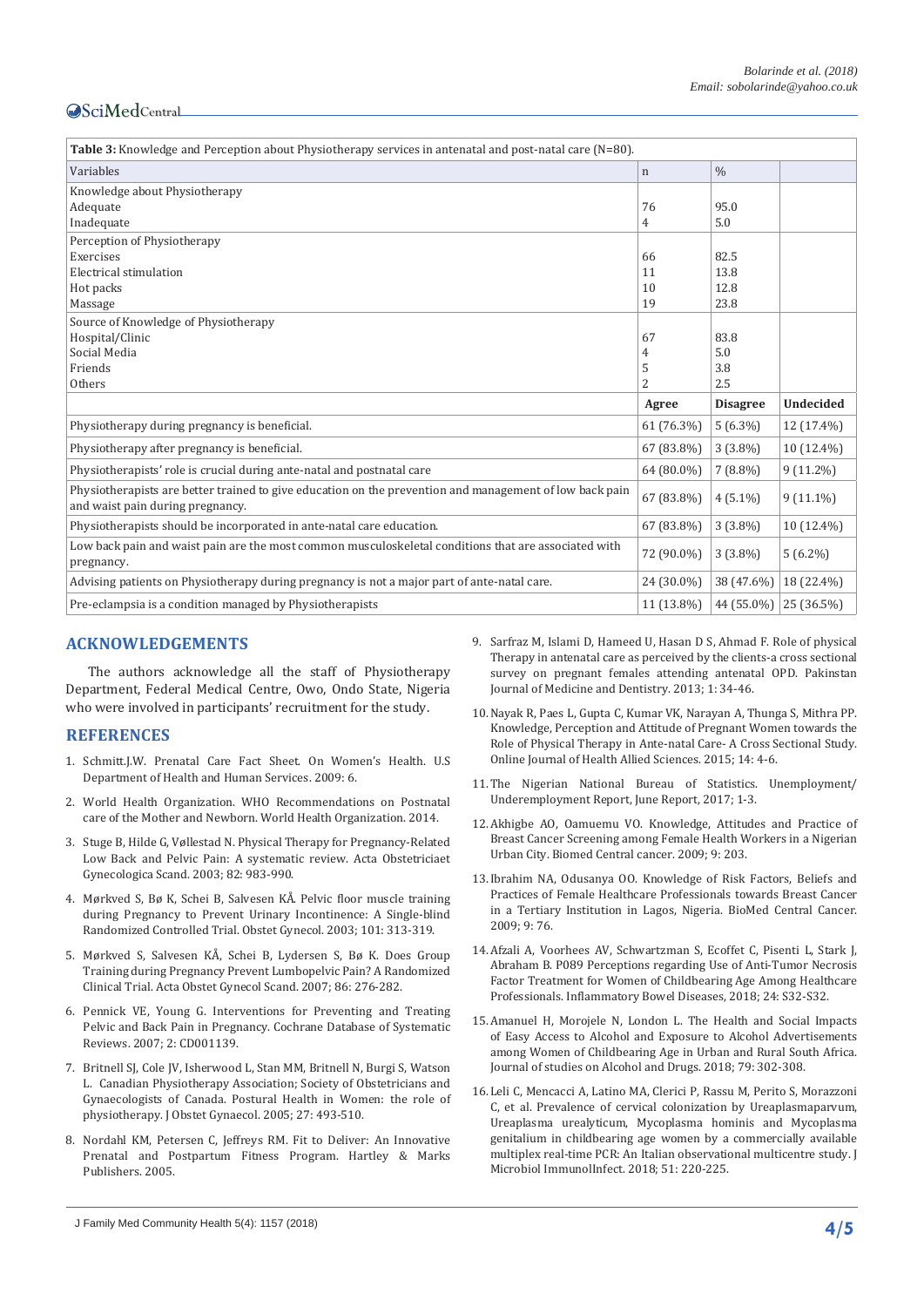**Table 3:** Knowledge and Perception about Physiotherapy services in antenatal and post-natal care (N=80).

| Variables | n | % | |
|---|---|---|---|
| Knowledge about Physiotherapy | | | |
| Adequate | 76 | 95.0 | |
| Inadequate | 4 | 5.0 | |
| Perception of Physiotherapy | | | |
| Exercises | 66 | 82.5 | |
| Electrical stimulation | 11 | 13.8 | |
| Hot packs | 10 | 12.8 | |
| Massage | 19 | 23.8 | |
| Source of Knowledge of Physiotherapy | | | |
| Hospital/Clinic | 67 | 83.8 | |
| Social Media | 4 | 5.0 | |
| Friends | 5 | 3.8 | |
| Others | 2 | 2.5 | |
| | **Agree** | **Disagree** | **Undecided** |
| Physiotherapy during pregnancy is beneficial. | 61 (76.3%) | 5 (6.3%) | 12 (17.4%) |
| Physiotherapy after pregnancy is beneficial. | 67 (83.8%) | 3 (3.8%) | 10 (12.4%) |
| Physiotherapists' role is crucial during ante-natal and postnatal care | 64 (80.0%) | 7 (8.8%) | 9 (11.2%) |
| Physiotherapists are better trained to give education on the prevention and management of low back pain and waist pain during pregnancy. | 67 (83.8%) | 4 (5.1%) | 9 (11.1%) |
| Physiotherapists should be incorporated in ante-natal care education. | 67 (83.8%) | 3 (3.8%) | 10 (12.4%) |
| Low back pain and waist pain are the most common musculoskeletal conditions that are associated with pregnancy. | 72 (90.0%) | 3 (3.8%) | 5 (6.2%) |
| Advising patients on Physiotherapy during pregnancy is not a major part of ante-natal care. | 24 (30.0%) | 38 (47.6%) | 18 (22.4%) |
| Pre-eclampsia is a condition managed by Physiotherapists | 11 (13.8%) | 44 (55.0%) | 25 (36.5%) |

## ACKNOWLEDGEMENTS

The authors acknowledge all the staff of Physiotherapy Department, Federal Medical Centre, Owo, Ondo State, Nigeria who were involved in participants' recruitment for the study.

## REFERENCES

1. Schmitt.J.W. Prenatal Care Fact Sheet. On Women's Health. U.S Department of Health and Human Services. 2009: 6.
2. World Health Organization. WHO Recommendations on Postnatal care of the Mother and Newborn. World Health Organization. 2014.
3. Stuge B, Hilde G, Vøllestad N. Physical Therapy for Pregnancy-Related Low Back and Pelvic Pain: A systematic review. Acta Obstetriciaet Gynecologica Scand. 2003; 82: 983-990.
4. Mørkved S, Bø K, Schei B, Salvesen KÅ. Pelvic floor muscle training during Pregnancy to Prevent Urinary Incontinence: A Single-blind Randomized Controlled Trial. Obstet Gynecol. 2003; 101: 313-319.
5. Mørkved S, Salvesen KÅ, Schei B, Lydersen S, Bø K. Does Group Training during Pregnancy Prevent Lumbopelvic Pain? A Randomized Clinical Trial. Acta Obstet Gynecol Scand. 2007; 86: 276-282.
6. Pennick VE, Young G. Interventions for Preventing and Treating Pelvic and Back Pain in Pregnancy. Cochrane Database of Systematic Reviews. 2007; 2: CD001139.
7. Britnell SJ, Cole JV, Isherwood L, Stan MM, Britnell N, Burgi S, Watson L. Canadian Physiotherapy Association; Society of Obstetricians and Gynaecologists of Canada. Postural Health in Women: the role of physiotherapy. J Obstet Gynaecol. 2005; 27: 493-510.
8. Nordahl KM, Petersen C, Jeffreys RM. Fit to Deliver: An Innovative Prenatal and Postpartum Fitness Program. Hartley & Marks Publishers. 2005.
9. Sarfraz M, Islami D, Hameed U, Hasan D S, Ahmad F. Role of physical Therapy in antenatal care as perceived by the clients-a cross sectional survey on pregnant females attending antenatal OPD. Pakinstan Journal of Medicine and Dentistry. 2013; 1: 34-46.
10. Nayak R, Paes L, Gupta C, Kumar VK, Narayan A, Thunga S, Mithra PP. Knowledge, Perception and Attitude of Pregnant Women towards the Role of Physical Therapy in Ante-natal Care- A Cross Sectional Study. Online Journal of Health Allied Sciences. 2015; 14: 4-6.
11. The Nigerian National Bureau of Statistics. Unemployment/ Underemployment Report, June Report, 2017; 1-3.
12. Akhigbe AO, Oamuemu VO. Knowledge, Attitudes and Practice of Breast Cancer Screening among Female Health Workers in a Nigerian Urban City. Biomed Central cancer. 2009; 9: 203.
13. Ibrahim NA, Odusanya OO. Knowledge of Risk Factors, Beliefs and Practices of Female Healthcare Professionals towards Breast Cancer in a Tertiary Institution in Lagos, Nigeria. BioMed Central Cancer. 2009; 9: 76.
14. Afzali A, Voorhees AV, Schwartzman S, Ecoffet C, Pisenti L, Stark J, Abraham B. P089 Perceptions regarding Use of Anti-Tumor Necrosis Factor Treatment for Women of Childbearing Age Among Healthcare Professionals. Inflammatory Bowel Diseases, 2018; 24: S32-S32.
15. Amanuel H, Morojele N, London L. The Health and Social Impacts of Easy Access to Alcohol and Exposure to Alcohol Advertisements among Women of Childbearing Age in Urban and Rural South Africa. Journal of studies on Alcohol and Drugs. 2018; 79: 302-308.
16. Leli C, Mencacci A, Latino MA, Clerici P, Rassu M, Perito S, Morazzoni C, et al. Prevalence of cervical colonization by Ureaplasmaparvum, Ureaplasma urealyticum, Mycoplasma hominis and Mycoplasma genitalium in childbearing age women by a commercially available multiplex real-time PCR: An Italian observational multicentre study. J Microbiol ImmunolInfect. 2018; 51: 220-225.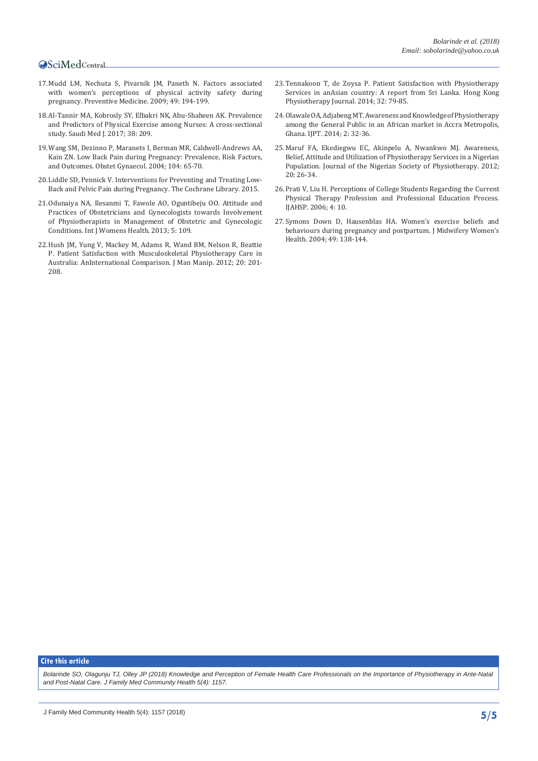17. Mudd LM, Nechuta S, Pivarnik JM, Paneth N. Factors associated with women's perceptions of physical activity safety during pregnancy. Preventive Medicine. 2009; 49: 194-199.

18. Al-Tannir MA, Kobrosly SY, Elbakri NK, Abu-Shaheen AK. Prevalence and Predictors of Physical Exercise among Nurses: A cross-sectional study. Saudi Med J. 2017; 38: 209.

19. Wang SM, Dezinno P, Maranets I, Berman MR, Caldwell-Andrews AA, Kain ZN. Low Back Pain during Pregnancy: Prevalence, Risk Factors, and Outcomes. Obstet Gynaecol. 2004; 104: 65-70.

20. Liddle SD, Pennick V. Interventions for Preventing and Treating Low-Back and Pelvic Pain during Pregnancy. The Cochrane Library. 2015.

21. Odunaiya NA, Ilesanmi T, Fawole AO, Oguntibeju OO. Attitude and Practices of Obstetricians and Gynecologists towards Involvement of Physiotherapists in Management of Obstetric and Gynecologic Conditions. Int J Womens Health. 2013; 5: 109.

22. Hush JM, Yung V, Mackey M, Adams R, Wand BM, Nelson R, Beattie P. Patient Satisfaction with Musculoskeletal Physiotherapy Care in Australia: AnInternational Comparison. J Man Manip. 2012; 20: 201-208.

23. Tennakoon T, de Zoysa P. Patient Satisfaction with Physiotherapy Services in anAsian country: A report from Sri Lanka. Hong Kong Physiotherapy Journal. 2014; 32: 79-85.

24. Olawale OA, Adjabeng MT. Awareness and Knowledge of Physiotherapy among the General Public in an African market in Accra Metropolis, Ghana. IJPT. 2014; 2: 32-36.

25. Maruf FA, Ekediegwu EC, Akinpelu A, Nwankwo MJ. Awareness, Belief, Attitude and Utilization of Physiotherapy Services in a Nigerian Population. Journal of the Nigerian Society of Physiotherapy. 2012; 20: 26-34.

26. Prati V, Liu H. Perceptions of College Students Regarding the Current Physical Therapy Profession and Professional Education Process. IJAHSP. 2006; 4: 10.

27. Symons Down D, Hausenblas HA. Women's exercise beliefs and behaviours during pregnancy and postpartum. J Midwifery Women's Health. 2004; 49: 138-144.

**Cite this article**

*Bolarinde SO, Olagunju TJ, Olley JP (2018) Knowledge and Perception of Female Health Care Professionals on the Importance of Physiotherapy in Ante-Natal and Post-Natal Care. J Family Med Community Health 5(4): 1157.*